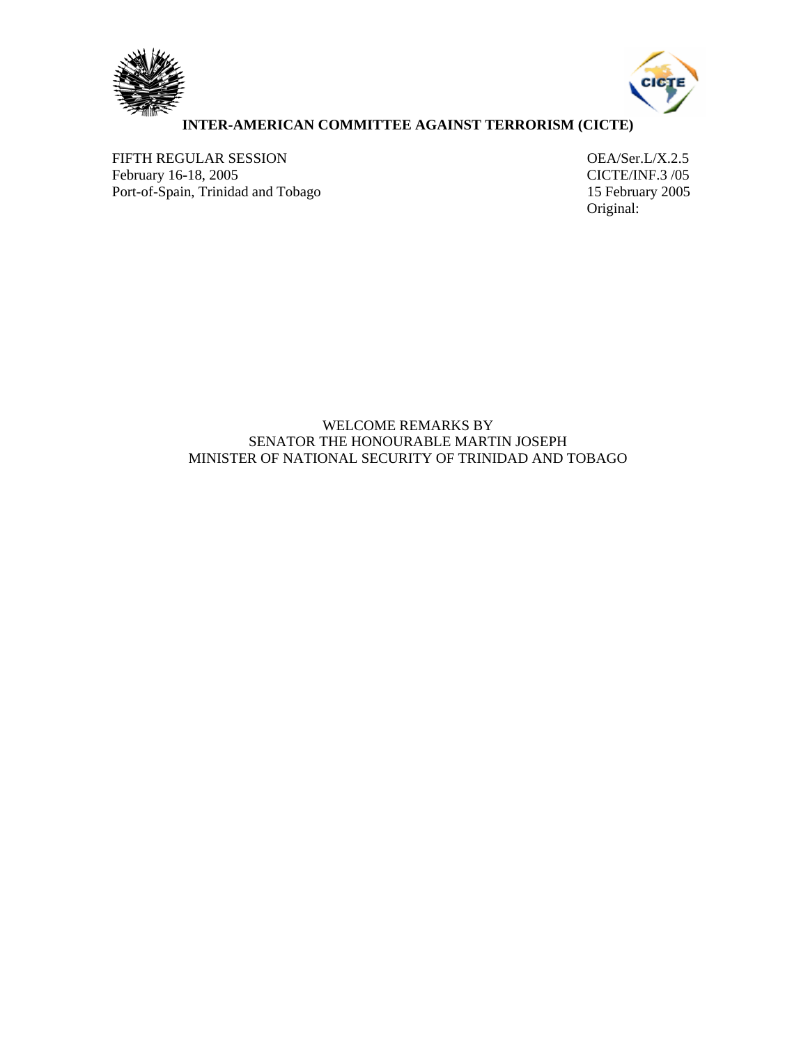# INTER-AMERICAN COMMITTEE AGAINST TERRORISM (CICTE)

FIFTH REGULAR SESSION
February 16-18, 2005
Port-of-Spain, Trinidad and Tobago

OEA/Ser.L/X.2.5
CICTE/INF.3 /05
15 February 2005
Original:

WELCOME REMARKS BY
SENATOR THE HONOURABLE MARTIN JOSEPH
MINISTER OF NATIONAL SECURITY OF TRINIDAD AND TOBAGO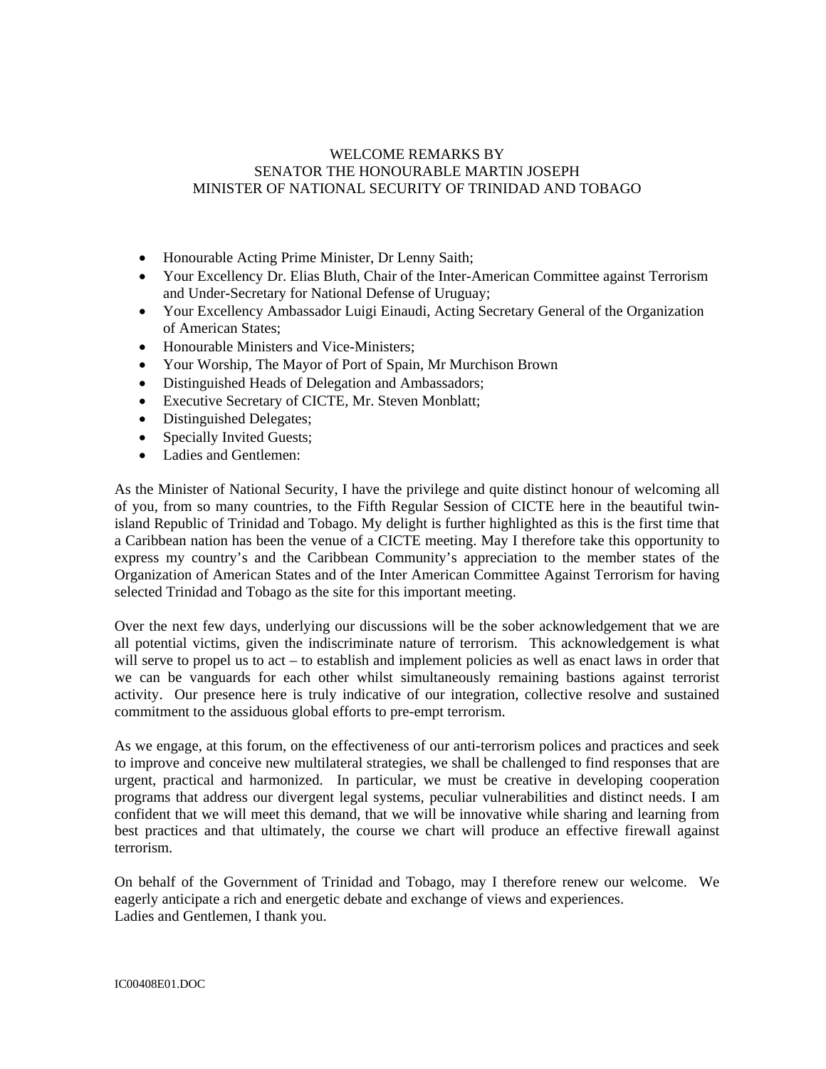WELCOME REMARKS BY
SENATOR THE HONOURABLE MARTIN JOSEPH
MINISTER OF NATIONAL SECURITY OF TRINIDAD AND TOBAGO

- Honourable Acting Prime Minister, Dr Lenny Saith;
- Your Excellency Dr. Elias Bluth, Chair of the Inter-American Committee against Terrorism and Under-Secretary for National Defense of Uruguay;
- Your Excellency Ambassador Luigi Einaudi, Acting Secretary General of the Organization of American States;
- Honourable Ministers and Vice-Ministers;
- Your Worship, The Mayor of Port of Spain, Mr Murchison Brown
- Distinguished Heads of Delegation and Ambassadors;
- Executive Secretary of CICTE, Mr. Steven Monblatt;
- Distinguished Delegates;
- Specially Invited Guests;
- Ladies and Gentlemen:

As the Minister of National Security, I have the privilege and quite distinct honour of welcoming all of you, from so many countries, to the Fifth Regular Session of CICTE here in the beautiful twin-island Republic of Trinidad and Tobago. My delight is further highlighted as this is the first time that a Caribbean nation has been the venue of a CICTE meeting. May I therefore take this opportunity to express my country's and the Caribbean Community's appreciation to the member states of the Organization of American States and of the Inter American Committee Against Terrorism for having selected Trinidad and Tobago as the site for this important meeting.

Over the next few days, underlying our discussions will be the sober acknowledgement that we are all potential victims, given the indiscriminate nature of terrorism. This acknowledgement is what will serve to propel us to act – to establish and implement policies as well as enact laws in order that we can be vanguards for each other whilst simultaneously remaining bastions against terrorist activity. Our presence here is truly indicative of our integration, collective resolve and sustained commitment to the assiduous global efforts to pre-empt terrorism.

As we engage, at this forum, on the effectiveness of our anti-terrorism polices and practices and seek to improve and conceive new multilateral strategies, we shall be challenged to find responses that are urgent, practical and harmonized. In particular, we must be creative in developing cooperation programs that address our divergent legal systems, peculiar vulnerabilities and distinct needs. I am confident that we will meet this demand, that we will be innovative while sharing and learning from best practices and that ultimately, the course we chart will produce an effective firewall against terrorism.

On behalf of the Government of Trinidad and Tobago, may I therefore renew our welcome. We eagerly anticipate a rich and energetic debate and exchange of views and experiences.
Ladies and Gentlemen, I thank you.

IC00408E01.DOC